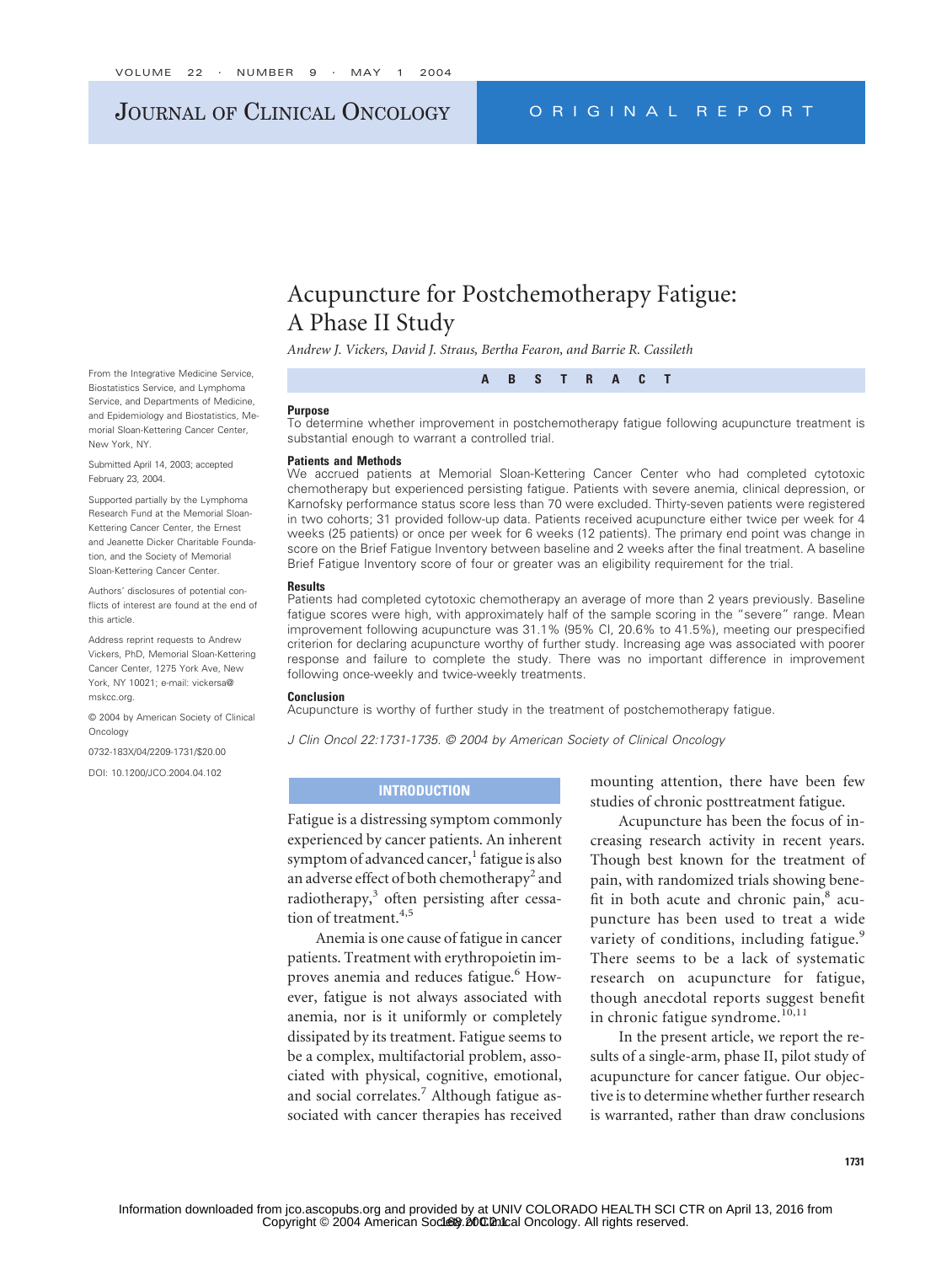# Acupuncture for Postchemotherapy Fatigue: A Phase II Study

*Andrew J. Vickers, David J. Straus, Bertha Fearon, and Barrie R. Cassileth*

From the Integrative Medicine Service, Biostatistics Service, and Lymphoma Service, and Departments of Medicine, and Epidemiology and Biostatistics, Memorial Sloan-Kettering Cancer Center, New York, NY.

Submitted April 14, 2003; accepted February 23, 2004.

Supported partially by the Lymphoma Research Fund at the Memorial Sloan-Kettering Cancer Center, the Ernest and Jeanette Dicker Charitable Foundation, and the Society of Memorial Sloan-Kettering Cancer Center.

Authors' disclosures of potential conflicts of interest are found at the end of this article.

Address reprint requests to Andrew Vickers, PhD, Memorial Sloan-Kettering Cancer Center, 1275 York Ave, New York, NY 10021; e-mail: vickersa@mskcc.org.

© 2004 by American Society of Clinical Oncology

0732-183X/04/2209-1731/$20.00

DOI: 10.1200/JCO.2004.04.102

## ABSTRACT

### Purpose

To determine whether improvement in postchemotherapy fatigue following acupuncture treatment is substantial enough to warrant a controlled trial.

### Patients and Methods

We accrued patients at Memorial Sloan-Kettering Cancer Center who had completed cytotoxic chemotherapy but experienced persisting fatigue. Patients with severe anemia, clinical depression, or Karnofsky performance status score less than 70 were excluded. Thirty-seven patients were registered in two cohorts; 31 provided follow-up data. Patients received acupuncture either twice per week for 4 weeks (25 patients) or once per week for 6 weeks (12 patients). The primary end point was change in score on the Brief Fatigue Inventory between baseline and 2 weeks after the final treatment. A baseline Brief Fatigue Inventory score of four or greater was an eligibility requirement for the trial.

### Results

Patients had completed cytotoxic chemotherapy an average of more than 2 years previously. Baseline fatigue scores were high, with approximately half of the sample scoring in the "severe" range. Mean improvement following acupuncture was 31.1% (95% CI, 20.6% to 41.5%), meeting our prespecified criterion for declaring acupuncture worthy of further study. Increasing age was associated with poorer response and failure to complete the study. There was no important difference in improvement following once-weekly and twice-weekly treatments.

### Conclusion

Acupuncture is worthy of further study in the treatment of postchemotherapy fatigue.

*J Clin Oncol 22:1731-1735. © 2004 by American Society of Clinical Oncology*

## INTRODUCTION

Fatigue is a distressing symptom commonly experienced by cancer patients. An inherent symptom of advanced cancer,[1] fatigue is also an adverse effect of both chemotherapy[2] and radiotherapy,[3] often persisting after cessation of treatment.[4,5]

Anemia is one cause of fatigue in cancer patients. Treatment with erythropoietin improves anemia and reduces fatigue.[6] However, fatigue is not always associated with anemia, nor is it uniformly or completely dissipated by its treatment. Fatigue seems to be a complex, multifactorial problem, associated with physical, cognitive, emotional, and social correlates.[7] Although fatigue associated with cancer therapies has received mounting attention, there have been few studies of chronic posttreatment fatigue.

Acupuncture has been the focus of increasing research activity in recent years. Though best known for the treatment of pain, with randomized trials showing benefit in both acute and chronic pain,[8] acupuncture has been used to treat a wide variety of conditions, including fatigue.[9] There seems to be a lack of systematic research on acupuncture for fatigue, though anecdotal reports suggest benefit in chronic fatigue syndrome.[10,11]

In the present article, we report the results of a single-arm, phase II, pilot study of acupuncture for cancer fatigue. Our objective is to determine whether further research is warranted, rather than draw conclusions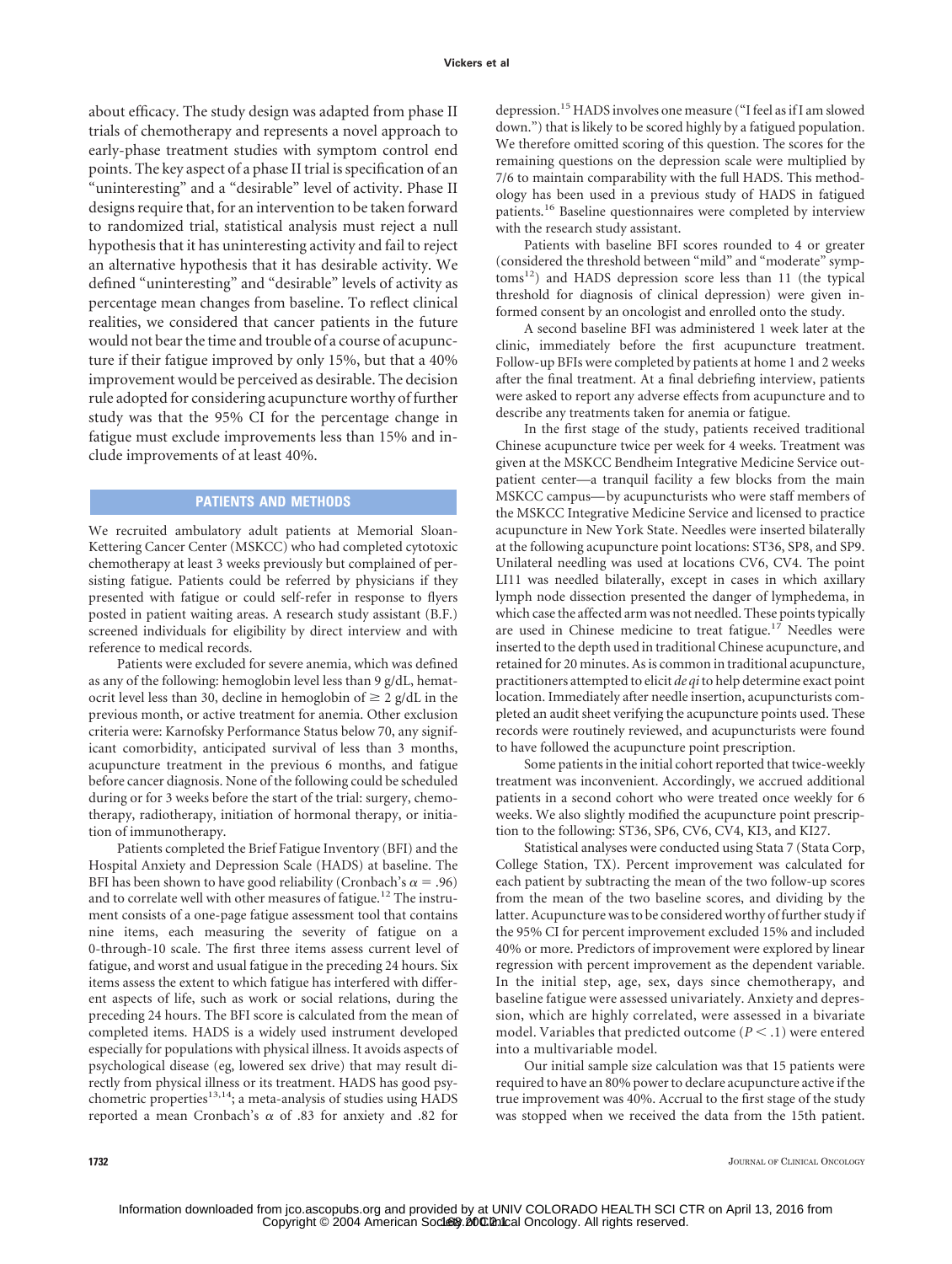about efficacy. The study design was adapted from phase II trials of chemotherapy and represents a novel approach to early-phase treatment studies with symptom control end points. The key aspect of a phase II trial is specification of an "uninteresting" and a "desirable" level of activity. Phase II designs require that, for an intervention to be taken forward to randomized trial, statistical analysis must reject a null hypothesis that it has uninteresting activity and fail to reject an alternative hypothesis that it has desirable activity. We defined "uninteresting" and "desirable" levels of activity as percentage mean changes from baseline. To reflect clinical realities, we considered that cancer patients in the future would not bear the time and trouble of a course of acupuncture if their fatigue improved by only 15%, but that a 40% improvement would be perceived as desirable. The decision rule adopted for considering acupuncture worthy of further study was that the 95% CI for the percentage change in fatigue must exclude improvements less than 15% and include improvements of at least 40%.

## PATIENTS AND METHODS

We recruited ambulatory adult patients at Memorial Sloan-Kettering Cancer Center (MSKCC) who had completed cytotoxic chemotherapy at least 3 weeks previously but complained of persisting fatigue. Patients could be referred by physicians if they presented with fatigue or could self-refer in response to flyers posted in patient waiting areas. A research study assistant (B.F.) screened individuals for eligibility by direct interview and with reference to medical records.

Patients were excluded for severe anemia, which was defined as any of the following: hemoglobin level less than 9 g/dL, hematocrit level less than 30, decline in hemoglobin of $\geq$ 2 g/dL in the previous month, or active treatment for anemia. Other exclusion criteria were: Karnofsky Performance Status below 70, any significant comorbidity, anticipated survival of less than 3 months, acupuncture treatment in the previous 6 months, and fatigue before cancer diagnosis. None of the following could be scheduled during or for 3 weeks before the start of the trial: surgery, chemotherapy, radiotherapy, initiation of hormonal therapy, or initiation of immunotherapy.

Patients completed the Brief Fatigue Inventory (BFI) and the Hospital Anxiety and Depression Scale (HADS) at baseline. The BFI has been shown to have good reliability (Cronbach's $\alpha$ = .96) and to correlate well with other measures of fatigue.[12] The instrument consists of a one-page fatigue assessment tool that contains nine items, each measuring the severity of fatigue on a 0-through-10 scale. The first three items assess current level of fatigue, and worst and usual fatigue in the preceding 24 hours. Six items assess the extent to which fatigue has interfered with different aspects of life, such as work or social relations, during the preceding 24 hours. The BFI score is calculated from the mean of completed items. HADS is a widely used instrument developed especially for populations with physical illness. It avoids aspects of psychological disease (eg, lowered sex drive) that may result directly from physical illness or its treatment. HADS has good psychometric properties[13,14]; a meta-analysis of studies using HADS reported a mean Cronbach's $\alpha$ of .83 for anxiety and .82 for depression.[15] HADS involves one measure ("I feel as if I am slowed down.") that is likely to be scored highly by a fatigued population. We therefore omitted scoring of this question. The scores for the remaining questions on the depression scale were multiplied by 7/6 to maintain comparability with the full HADS. This methodology has been used in a previous study of HADS in fatigued patients.[16] Baseline questionnaires were completed by interview with the research study assistant.

Patients with baseline BFI scores rounded to 4 or greater (considered the threshold between "mild" and "moderate" symptoms[12]) and HADS depression score less than 11 (the typical threshold for diagnosis of clinical depression) were given informed consent by an oncologist and enrolled onto the study.

A second baseline BFI was administered 1 week later at the clinic, immediately before the first acupuncture treatment. Follow-up BFIs were completed by patients at home 1 and 2 weeks after the final treatment. At a final debriefing interview, patients were asked to report any adverse effects from acupuncture and to describe any treatments taken for anemia or fatigue.

In the first stage of the study, patients received traditional Chinese acupuncture twice per week for 4 weeks. Treatment was given at the MSKCC Bendheim Integrative Medicine Service outpatient center—a tranquil facility a few blocks from the main MSKCC campus—by acupuncturists who were staff members of the MSKCC Integrative Medicine Service and licensed to practice acupuncture in New York State. Needles were inserted bilaterally at the following acupuncture point locations: ST36, SP8, and SP9. Unilateral needling was used at locations CV6, CV4. The point LI11 was needled bilaterally, except in cases in which axillary lymph node dissection presented the danger of lymphedema, in which case the affected arm was not needled. These points typically are used in Chinese medicine to treat fatigue.[17] Needles were inserted to the depth used in traditional Chinese acupuncture, and retained for 20 minutes. As is common in traditional acupuncture, practitioners attempted to elicit *de qi* to help determine exact point location. Immediately after needle insertion, acupuncturists completed an audit sheet verifying the acupuncture points used. These records were routinely reviewed, and acupuncturists were found to have followed the acupuncture point prescription.

Some patients in the initial cohort reported that twice-weekly treatment was inconvenient. Accordingly, we accrued additional patients in a second cohort who were treated once weekly for 6 weeks. We also slightly modified the acupuncture point prescription to the following: ST36, SP6, CV6, CV4, KI3, and KI27.

Statistical analyses were conducted using Stata 7 (Stata Corp, College Station, TX). Percent improvement was calculated for each patient by subtracting the mean of the two follow-up scores from the mean of the two baseline scores, and dividing by the latter. Acupuncture was to be considered worthy of further study if the 95% CI for percent improvement excluded 15% and included 40% or more. Predictors of improvement were explored by linear regression with percent improvement as the dependent variable. In the initial step, age, sex, days since chemotherapy, and baseline fatigue were assessed univariately. Anxiety and depression, which are highly correlated, were assessed in a bivariate model. Variables that predicted outcome ($P < .1$) were entered into a multivariable model.

Our initial sample size calculation was that 15 patients were required to have an 80% power to declare acupuncture active if the true improvement was 40%. Accrual to the first stage of the study was stopped when we received the data from the 15th patient.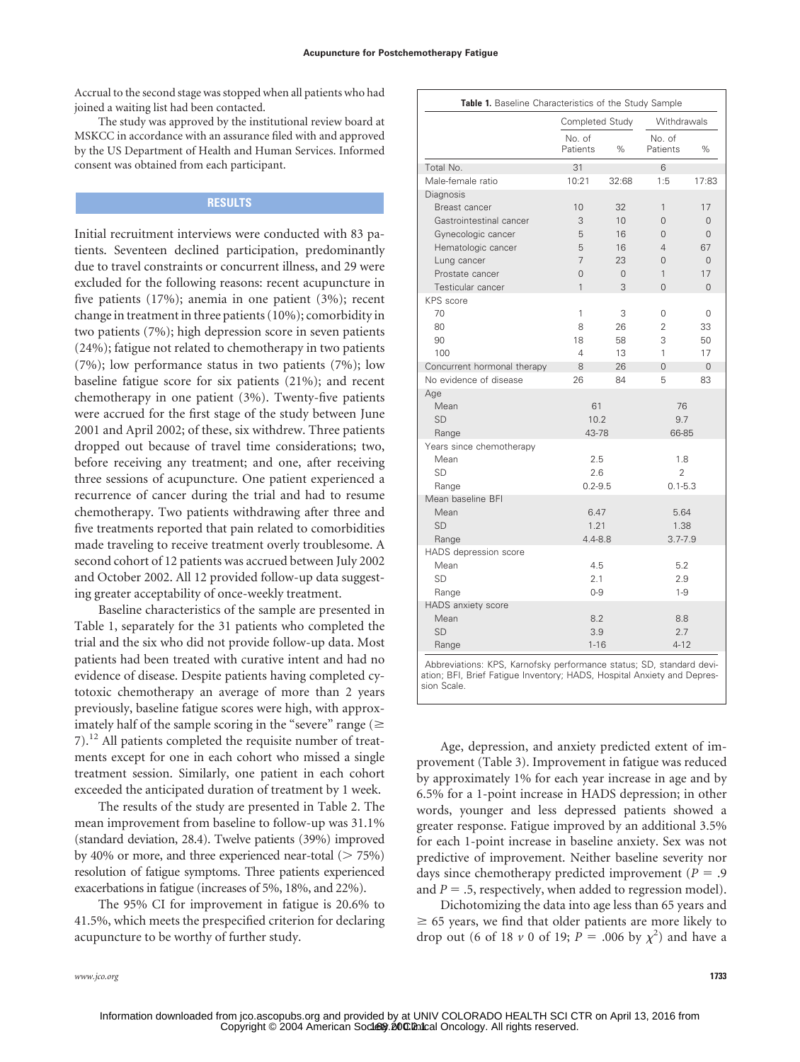Accrual to the second stage was stopped when all patients who had joined a waiting list had been contacted.

The study was approved by the institutional review board at MSKCC in accordance with an assurance filed with and approved by the US Department of Health and Human Services. Informed consent was obtained from each participant.

## RESULTS

Initial recruitment interviews were conducted with 83 patients. Seventeen declined participation, predominantly due to travel constraints or concurrent illness, and 29 were excluded for the following reasons: recent acupuncture in five patients (17%); anemia in one patient (3%); recent change in treatment in three patients (10%); comorbidity in two patients (7%); high depression score in seven patients (24%); fatigue not related to chemotherapy in two patients (7%); low performance status in two patients (7%); low baseline fatigue score for six patients (21%); and recent chemotherapy in one patient (3%). Twenty-five patients were accrued for the first stage of the study between June 2001 and April 2002; of these, six withdrew. Three patients dropped out because of travel time considerations; two, before receiving any treatment; and one, after receiving three sessions of acupuncture. One patient experienced a recurrence of cancer during the trial and had to resume chemotherapy. Two patients withdrawing after three and five treatments reported that pain related to comorbidities made traveling to receive treatment overly troublesome. A second cohort of 12 patients was accrued between July 2002 and October 2002. All 12 provided follow-up data suggesting greater acceptability of once-weekly treatment.

Baseline characteristics of the sample are presented in Table 1, separately for the 31 patients who completed the trial and the six who did not provide follow-up data. Most patients had been treated with curative intent and had no evidence of disease. Despite patients having completed cytotoxic chemotherapy an average of more than 2 years previously, baseline fatigue scores were high, with approximately half of the sample scoring in the "severe" range (≥ 7).[12] All patients completed the requisite number of treatments except for one in each cohort who missed a single treatment session. Similarly, one patient in each cohort exceeded the anticipated duration of treatment by 1 week.

The results of the study are presented in Table 2. The mean improvement from baseline to follow-up was 31.1% (standard deviation, 28.4). Twelve patients (39%) improved by 40% or more, and three experienced near-total (> 75%) resolution of fatigue symptoms. Three patients experienced exacerbations in fatigue (increases of 5%, 18%, and 22%).

The 95% CI for improvement in fatigue is 20.6% to 41.5%, which meets the prespecified criterion for declaring acupuncture to be worthy of further study.

**Table 1.** Baseline Characteristics of the Study Sample

| | Completed Study | | Withdrawals | |
|---|---|---|---|---|
| | No. of Patients | % | No. of Patients | % |
| Total No. | 31 | | 6 | |
| Male-female ratio | 10:21 | 32:68 | 1:5 | 17:83 |
| Diagnosis | | | | |
| Breast cancer | 10 | 32 | 1 | 17 |
| Gastrointestinal cancer | 3 | 10 | 0 | 0 |
| Gynecologic cancer | 5 | 16 | 0 | 0 |
| Hematologic cancer | 5 | 16 | 4 | 67 |
| Lung cancer | 7 | 23 | 0 | 0 |
| Prostate cancer | 0 | 0 | 1 | 17 |
| Testicular cancer | 1 | 3 | 0 | 0 |
| KPS score | | | | |
| 70 | 1 | 3 | 0 | 0 |
| 80 | 8 | 26 | 2 | 33 |
| 90 | 18 | 58 | 3 | 50 |
| 100 | 4 | 13 | 1 | 17 |
| Concurrent hormonal therapy | 8 | 26 | 0 | 0 |
| No evidence of disease | 26 | 84 | 5 | 83 |
| Age | | | | |
| Mean | 61 | | 76 | |
| SD | 10.2 | | 9.7 | |
| Range | 43-78 | | 66-85 | |
| Years since chemotherapy | | | | |
| Mean | 2.5 | | 1.8 | |
| SD | 2.6 | | 2 | |
| Range | 0.2-9.5 | | 0.1-5.3 | |
| Mean baseline BFI | | | | |
| Mean | 6.47 | | 5.64 | |
| SD | 1.21 | | 1.38 | |
| Range | 4.4-8.8 | | 3.7-7.9 | |
| HADS depression score | | | | |
| Mean | 4.5 | | 5.2 | |
| SD | 2.1 | | 2.9 | |
| Range | 0-9 | | 1-9 | |
| HADS anxiety score | | | | |
| Mean | 8.2 | | 8.8 | |
| SD | 3.9 | | 2.7 | |
| Range | 1-16 | | 4-12 | |

Abbreviations: KPS, Karnofsky performance status; SD, standard deviation; BFI, Brief Fatigue Inventory; HADS, Hospital Anxiety and Depression Scale.

Age, depression, and anxiety predicted extent of improvement (Table 3). Improvement in fatigue was reduced by approximately 1% for each year increase in age and by 6.5% for a 1-point increase in HADS depression; in other words, younger and less depressed patients showed a greater response. Fatigue improved by an additional 3.5% for each 1-point increase in baseline anxiety. Sex was not predictive of improvement. Neither baseline severity nor days since chemotherapy predicted improvement ($P = .9$ and $P = .5$, respectively, when added to regression model).

Dichotomizing the data into age less than 65 years and ≥ 65 years, we find that older patients are more likely to drop out (6 of 18 *v* 0 of 19; $P = .006$ by $\chi^2$) and have a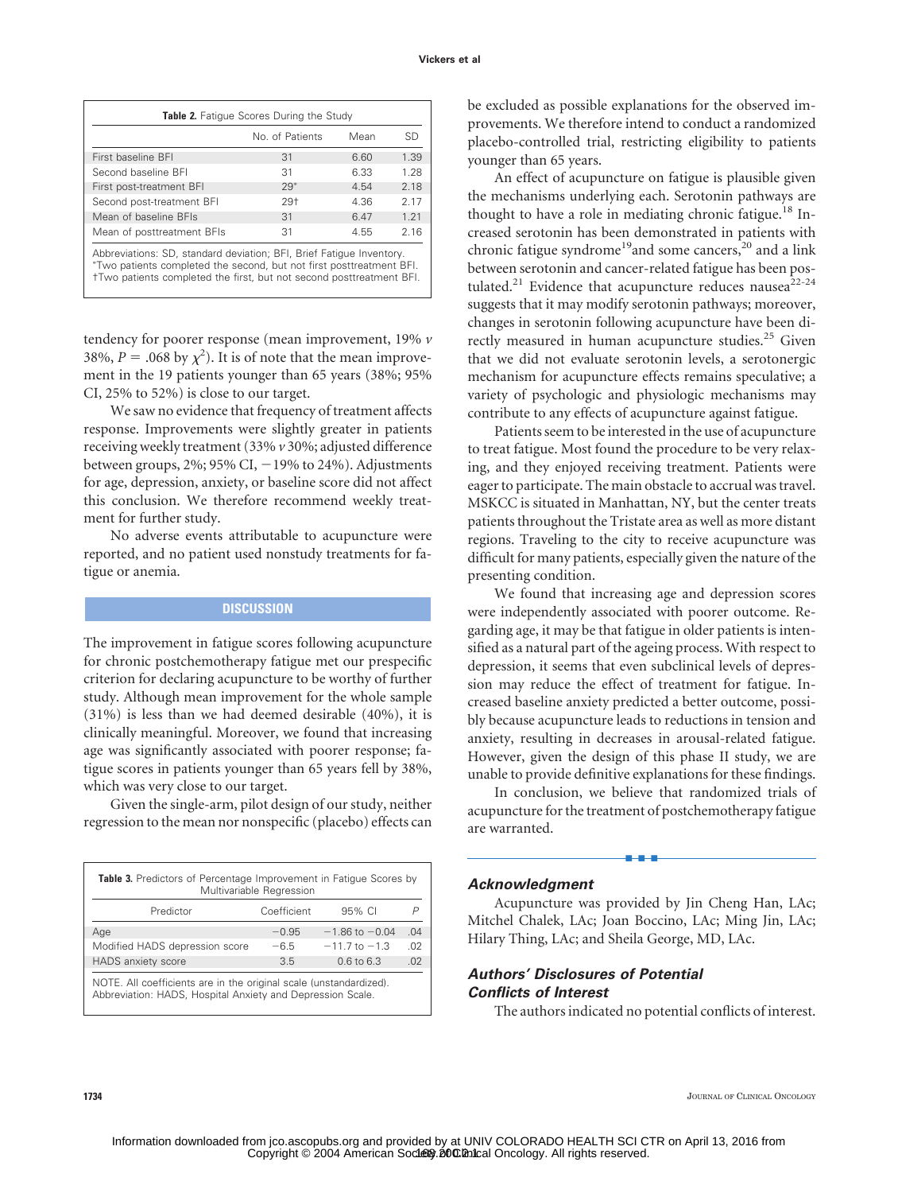**Table 2.** Fatigue Scores During the Study

| | No. of Patients | Mean | SD |
|---|---|---|---|
| First baseline BFI | 31 | 6.60 | 1.39 |
| Second baseline BFI | 31 | 6.33 | 1.28 |
| First post-treatment BFI | 29* | 4.54 | 2.18 |
| Second post-treatment BFI | 29† | 4.36 | 2.17 |
| Mean of baseline BFIs | 31 | 6.47 | 1.21 |
| Mean of posttreatment BFIs | 31 | 4.55 | 2.16 |

Abbreviations: SD, standard deviation; BFI, Brief Fatigue Inventory.
*Two patients completed the second, but not first posttreatment BFI.
†Two patients completed the first, but not second posttreatment BFI.

tendency for poorer response (mean improvement, 19% *v* 38%, $P = .068$ by $\chi^2$). It is of note that the mean improvement in the 19 patients younger than 65 years (38%; 95% CI, 25% to 52%) is close to our target.

We saw no evidence that frequency of treatment affects response. Improvements were slightly greater in patients receiving weekly treatment (33% *v* 30%; adjusted difference between groups, 2%; 95% CI, −19% to 24%). Adjustments for age, depression, anxiety, or baseline score did not affect this conclusion. We therefore recommend weekly treatment for further study.

No adverse events attributable to acupuncture were reported, and no patient used nonstudy treatments for fatigue or anemia.

## DISCUSSION

The improvement in fatigue scores following acupuncture for chronic postchemotherapy fatigue met our prespecific criterion for declaring acupuncture to be worthy of further study. Although mean improvement for the whole sample (31%) is less than we had deemed desirable (40%), it is clinically meaningful. Moreover, we found that increasing age was significantly associated with poorer response; fatigue scores in patients younger than 65 years fell by 38%, which was very close to our target.

Given the single-arm, pilot design of our study, neither regression to the mean nor nonspecific (placebo) effects can be excluded as possible explanations for the observed improvements. We therefore intend to conduct a randomized placebo-controlled trial, restricting eligibility to patients younger than 65 years.

An effect of acupuncture on fatigue is plausible given the mechanisms underlying each. Serotonin pathways are thought to have a role in mediating chronic fatigue.[18] Increased serotonin has been demonstrated in patients with chronic fatigue syndrome[19] and some cancers,[20] and a link between serotonin and cancer-related fatigue has been postulated.[21] Evidence that acupuncture reduces nausea[22-24] suggests that it may modify serotonin pathways; moreover, changes in serotonin following acupuncture have been directly measured in human acupuncture studies.[25] Given that we did not evaluate serotonin levels, a serotonergic mechanism for acupuncture effects remains speculative; a variety of psychologic and physiologic mechanisms may contribute to any effects of acupuncture against fatigue.

Patients seem to be interested in the use of acupuncture to treat fatigue. Most found the procedure to be very relaxing, and they enjoyed receiving treatment. Patients were eager to participate. The main obstacle to accrual was travel. MSKCC is situated in Manhattan, NY, but the center treats patients throughout the Tristate area as well as more distant regions. Traveling to the city to receive acupuncture was difficult for many patients, especially given the nature of the presenting condition.

We found that increasing age and depression scores were independently associated with poorer outcome. Regarding age, it may be that fatigue in older patients is intensified as a natural part of the ageing process. With respect to depression, it seems that even subclinical levels of depression may reduce the effect of treatment for fatigue. Increased baseline anxiety predicted a better outcome, possibly because acupuncture leads to reductions in tension and anxiety, resulting in decreases in arousal-related fatigue. However, given the design of this phase II study, we are unable to provide definitive explanations for these findings.

In conclusion, we believe that randomized trials of acupuncture for the treatment of postchemotherapy fatigue are warranted.

**Table 3.** Predictors of Percentage Improvement in Fatigue Scores by Multivariable Regression

| Predictor | Coefficient | 95% CI | *P* |
|---|---|---|---|
| Age | −0.95 | −1.86 to −0.04 | .04 |
| Modified HADS depression score | −6.5 | −11.7 to −1.3 | .02 |
| HADS anxiety score | 3.5 | 0.6 to 6.3 | .02 |

NOTE. All coefficients are in the original scale (unstandardized).
Abbreviation: HADS, Hospital Anxiety and Depression Scale.

### *Acknowledgment*

Acupuncture was provided by Jin Cheng Han, LAc; Mitchel Chalek, LAc; Joan Boccino, LAc; Ming Jin, LAc; Hilary Thing, LAc; and Sheila George, MD, LAc.

### *Authors' Disclosures of Potential Conflicts of Interest*

The authors indicated no potential conflicts of interest.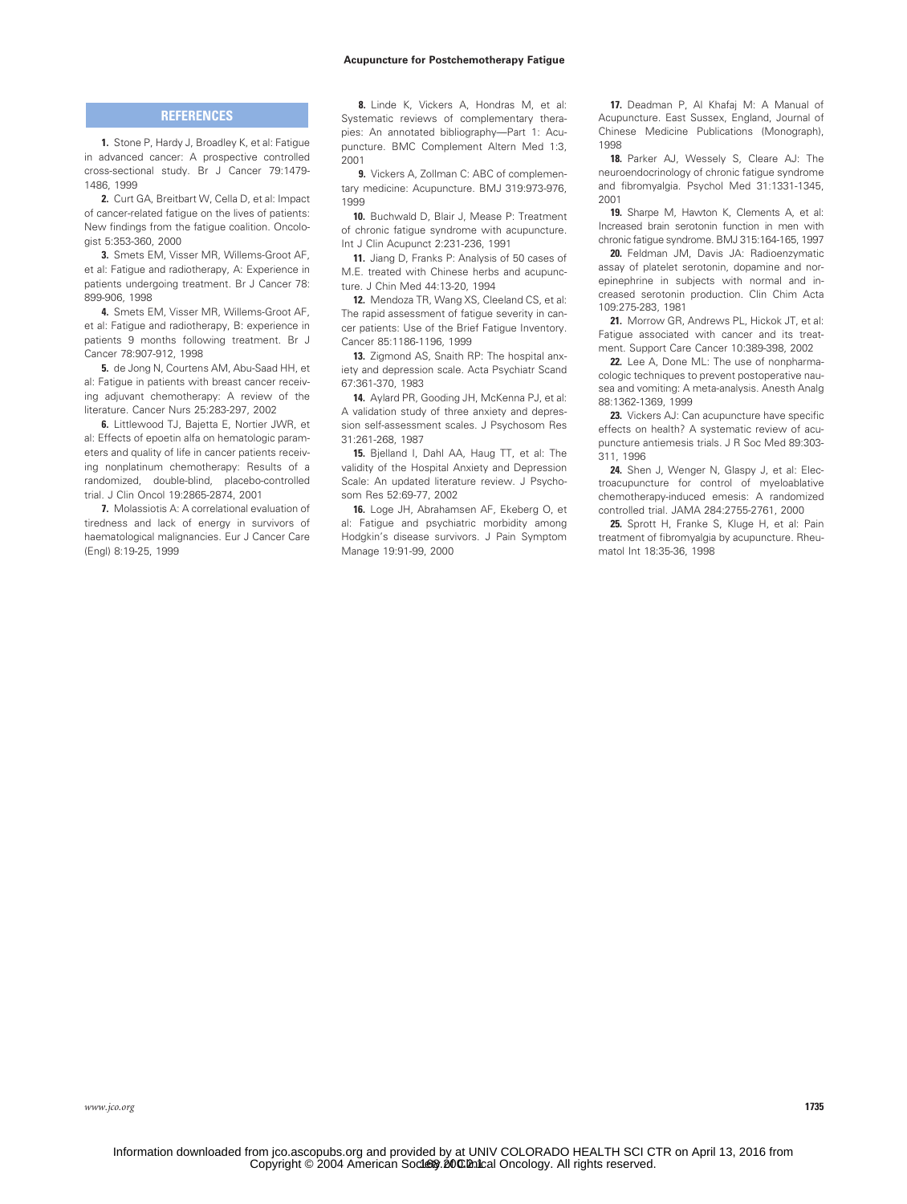## REFERENCES

1. Stone P, Hardy J, Broadley K, et al: Fatigue in advanced cancer: A prospective controlled cross-sectional study. Br J Cancer 79:1479-1486, 1999

2. Curt GA, Breitbart W, Cella D, et al: Impact of cancer-related fatigue on the lives of patients: New findings from the fatigue coalition. Oncologist 5:353-360, 2000

3. Smets EM, Visser MR, Willems-Groot AF, et al: Fatigue and radiotherapy, A: Experience in patients undergoing treatment. Br J Cancer 78: 899-906, 1998

4. Smets EM, Visser MR, Willems-Groot AF, et al: Fatigue and radiotherapy, B: experience in patients 9 months following treatment. Br J Cancer 78:907-912, 1998

5. de Jong N, Courtens AM, Abu-Saad HH, et al: Fatigue in patients with breast cancer receiving adjuvant chemotherapy: A review of the literature. Cancer Nurs 25:283-297, 2002

6. Littlewood TJ, Bajetta E, Nortier JWR, et al: Effects of epoetin alfa on hematologic parameters and quality of life in cancer patients receiving nonplatinum chemotherapy: Results of a randomized, double-blind, placebo-controlled trial. J Clin Oncol 19:2865-2874, 2001

7. Molassiotis A: A correlational evaluation of tiredness and lack of energy in survivors of haematological malignancies. Eur J Cancer Care (Engl) 8:19-25, 1999

8. Linde K, Vickers A, Hondras M, et al: Systematic reviews of complementary therapies: An annotated bibliography—Part 1: Acupuncture. BMC Complement Altern Med 1:3, 2001

9. Vickers A, Zollman C: ABC of complementary medicine: Acupuncture. BMJ 319:973-976, 1999

10. Buchwald D, Blair J, Mease P: Treatment of chronic fatigue syndrome with acupuncture. Int J Clin Acupunct 2:231-236, 1991

11. Jiang D, Franks P: Analysis of 50 cases of M.E. treated with Chinese herbs and acupuncture. J Chin Med 44:13-20, 1994

12. Mendoza TR, Wang XS, Cleeland CS, et al: The rapid assessment of fatigue severity in cancer patients: Use of the Brief Fatigue Inventory. Cancer 85:1186-1196, 1999

13. Zigmond AS, Snaith RP: The hospital anxiety and depression scale. Acta Psychiatr Scand 67:361-370, 1983

14. Aylard PR, Gooding JH, McKenna PJ, et al: A validation study of three anxiety and depression self-assessment scales. J Psychosom Res 31:261-268, 1987

15. Bjelland I, Dahl AA, Haug TT, et al: The validity of the Hospital Anxiety and Depression Scale: An updated literature review. J Psychosom Res 52:69-77, 2002

16. Loge JH, Abrahamsen AF, Ekeberg O, et al: Fatigue and psychiatric morbidity among Hodgkin's disease survivors. J Pain Symptom Manage 19:91-99, 2000

17. Deadman P, Al Khafaj M: A Manual of Acupuncture. East Sussex, England, Journal of Chinese Medicine Publications (Monograph), 1998

18. Parker AJ, Wessely S, Cleare AJ: The neuroendocrinology of chronic fatigue syndrome and fibromyalgia. Psychol Med 31:1331-1345, 2001

19. Sharpe M, Hawton K, Clements A, et al: Increased brain serotonin function in men with chronic fatigue syndrome. BMJ 315:164-165, 1997

20. Feldman JM, Davis JA: Radioenzymatic assay of platelet serotonin, dopamine and norepinephrine in subjects with normal and increased serotonin production. Clin Chim Acta 109:275-283, 1981

21. Morrow GR, Andrews PL, Hickok JT, et al: Fatigue associated with cancer and its treatment. Support Care Cancer 10:389-398, 2002

22. Lee A, Done ML: The use of nonpharmacologic techniques to prevent postoperative nausea and vomiting: A meta-analysis. Anesth Analg 88:1362-1369, 1999

23. Vickers AJ: Can acupuncture have specific effects on health? A systematic review of acupuncture antiemesis trials. J R Soc Med 89:303-311, 1996

24. Shen J, Wenger N, Glaspy J, et al: Electroacupuncture for control of myeloablative chemotherapy-induced emesis: A randomized controlled trial. JAMA 284:2755-2761, 2000

25. Sprott H, Franke S, Kluge H, et al: Pain treatment of fibromyalgia by acupuncture. Rheumatol Int 18:35-36, 1998